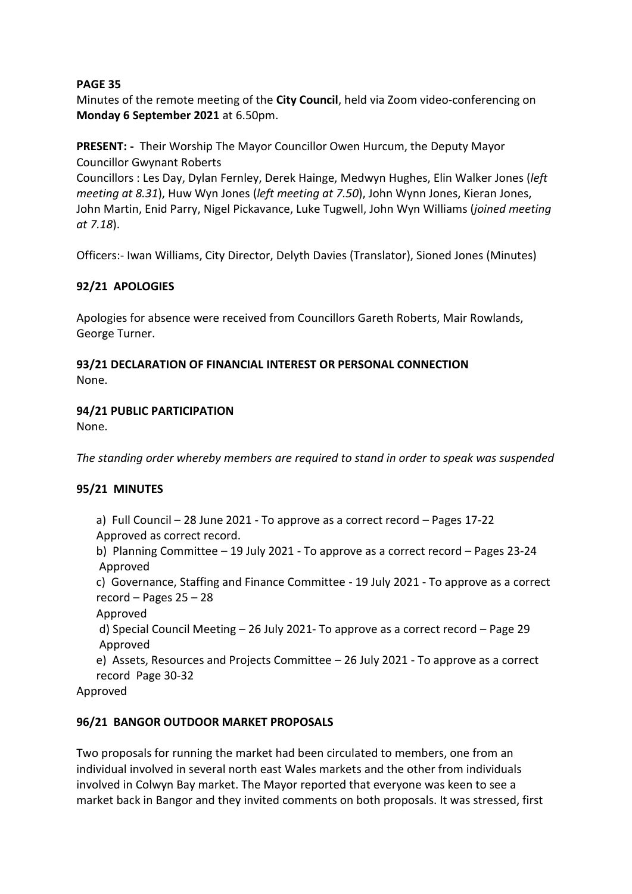**PAGE 35**

Minutes of the remote meeting of the **City Council**, held via Zoom video-conferencing on **Monday 6 September 2021** at 6.50pm.

**PRESENT: -** Their Worship The Mayor Councillor Owen Hurcum, the Deputy Mayor Councillor Gwynant Roberts

Councillors : Les Day, Dylan Fernley, Derek Hainge, Medwyn Hughes, Elin Walker Jones (*left meeting at 8.31*), Huw Wyn Jones (*left meeting at 7.50*), John Wynn Jones, Kieran Jones, John Martin, Enid Parry, Nigel Pickavance, Luke Tugwell, John Wyn Williams (*joined meeting at 7.18*).

Officers:- Iwan Williams, City Director, Delyth Davies (Translator), Sioned Jones (Minutes)

## 92/21 APOLOGIES

Apologies for absence were received from Councillors Gareth Roberts, Mair Rowlands, George Turner.

## 93/21 DECLARATION OF FINANCIAL INTEREST OR PERSONAL CONNECTION

None.

## 94/21 PUBLIC PARTICIPATION

None.

*The standing order whereby members are required to stand in order to speak was suspended*

## 95/21 MINUTES

a) Full Council – 28 June 2021 - To approve as a correct record – Pages 17-22
Approved as correct record.

b) Planning Committee – 19 July 2021 - To approve as a correct record – Pages 23-24
Approved

c) Governance, Staffing and Finance Committee - 19 July 2021 - To approve as a correct record – Pages 25 – 28
Approved

d) Special Council Meeting – 26 July 2021- To approve as a correct record – Page 29
Approved

e) Assets, Resources and Projects Committee – 26 July 2021 - To approve as a correct record Page 30-32

Approved

## 96/21 BANGOR OUTDOOR MARKET PROPOSALS

Two proposals for running the market had been circulated to members, one from an individual involved in several north east Wales markets and the other from individuals involved in Colwyn Bay market. The Mayor reported that everyone was keen to see a market back in Bangor and they invited comments on both proposals. It was stressed, first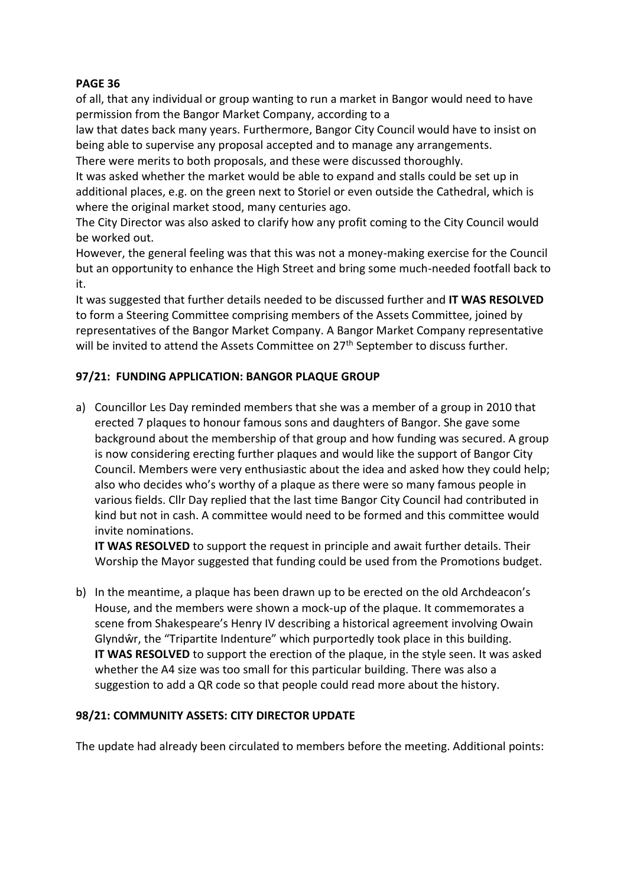**PAGE 36**

of all, that any individual or group wanting to run a market in Bangor would need to have permission from the Bangor Market Company, according to a law that dates back many years. Furthermore, Bangor City Council would have to insist on being able to supervise any proposal accepted and to manage any arrangements.

There were merits to both proposals, and these were discussed thoroughly.

It was asked whether the market would be able to expand and stalls could be set up in additional places, e.g. on the green next to Storiel or even outside the Cathedral, which is where the original market stood, many centuries ago.

The City Director was also asked to clarify how any profit coming to the City Council would be worked out.

However, the general feeling was that this was not a money-making exercise for the Council but an opportunity to enhance the High Street and bring some much-needed footfall back to it.

It was suggested that further details needed to be discussed further and **IT WAS RESOLVED** to form a Steering Committee comprising members of the Assets Committee, joined by representatives of the Bangor Market Company. A Bangor Market Company representative will be invited to attend the Assets Committee on 27th September to discuss further.

### 97/21: FUNDING APPLICATION: BANGOR PLAQUE GROUP

a) Councillor Les Day reminded members that she was a member of a group in 2010 that erected 7 plaques to honour famous sons and daughters of Bangor. She gave some background about the membership of that group and how funding was secured. A group is now considering erecting further plaques and would like the support of Bangor City Council. Members were very enthusiastic about the idea and asked how they could help; also who decides who's worthy of a plaque as there were so many famous people in various fields. Cllr Day replied that the last time Bangor City Council had contributed in kind but not in cash. A committee would need to be formed and this committee would invite nominations.

   **IT WAS RESOLVED** to support the request in principle and await further details. Their Worship the Mayor suggested that funding could be used from the Promotions budget.

b) In the meantime, a plaque has been drawn up to be erected on the old Archdeacon's House, and the members were shown a mock-up of the plaque. It commemorates a scene from Shakespeare's Henry IV describing a historical agreement involving Owain Glyndŵr, the "Tripartite Indenture" which purportedly took place in this building.

   **IT WAS RESOLVED** to support the erection of the plaque, in the style seen. It was asked whether the A4 size was too small for this particular building. There was also a suggestion to add a QR code so that people could read more about the history.

### 98/21: COMMUNITY ASSETS: CITY DIRECTOR UPDATE

The update had already been circulated to members before the meeting. Additional points: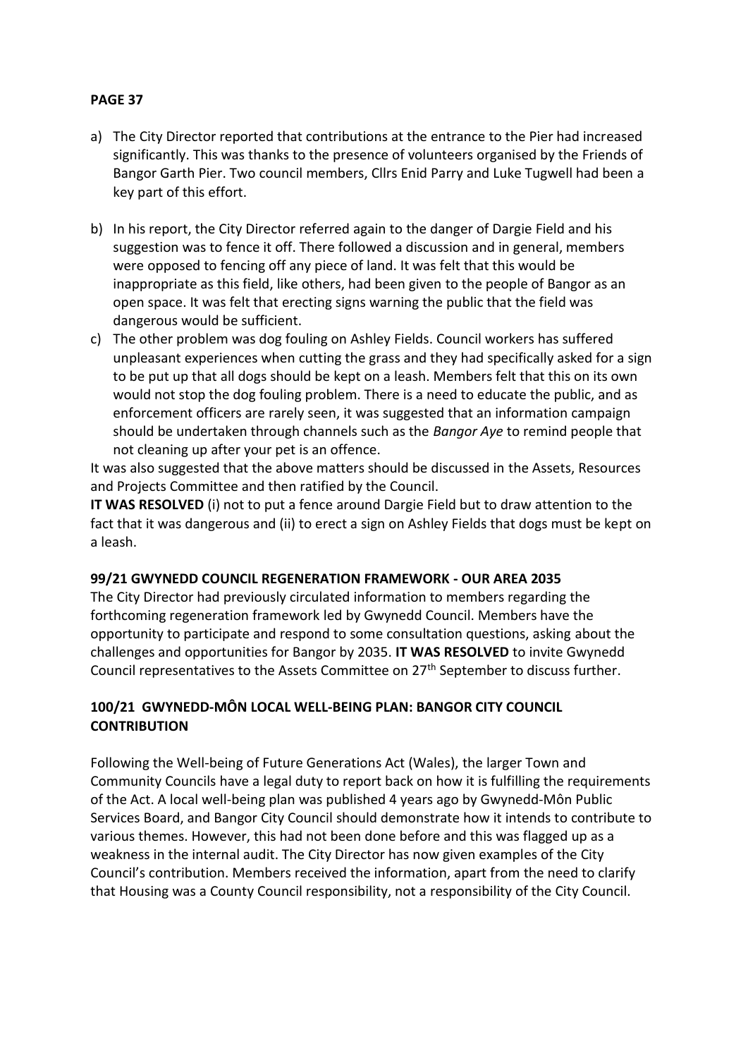**PAGE 37**

a) The City Director reported that contributions at the entrance to the Pier had increased significantly. This was thanks to the presence of volunteers organised by the Friends of Bangor Garth Pier. Two council members, Cllrs Enid Parry and Luke Tugwell had been a key part of this effort.

b) In his report, the City Director referred again to the danger of Dargie Field and his suggestion was to fence it off. There followed a discussion and in general, members were opposed to fencing off any piece of land. It was felt that this would be inappropriate as this field, like others, had been given to the people of Bangor as an open space. It was felt that erecting signs warning the public that the field was dangerous would be sufficient.

c) The other problem was dog fouling on Ashley Fields. Council workers has suffered unpleasant experiences when cutting the grass and they had specifically asked for a sign to be put up that all dogs should be kept on a leash. Members felt that this on its own would not stop the dog fouling problem. There is a need to educate the public, and as enforcement officers are rarely seen, it was suggested that an information campaign should be undertaken through channels such as the *Bangor Aye* to remind people that not cleaning up after your pet is an offence.

It was also suggested that the above matters should be discussed in the Assets, Resources and Projects Committee and then ratified by the Council.

**IT WAS RESOLVED** (i) not to put a fence around Dargie Field but to draw attention to the fact that it was dangerous and (ii) to erect a sign on Ashley Fields that dogs must be kept on a leash.

**99/21 GWYNEDD COUNCIL REGENERATION FRAMEWORK - OUR AREA 2035**

The City Director had previously circulated information to members regarding the forthcoming regeneration framework led by Gwynedd Council. Members have the opportunity to participate and respond to some consultation questions, asking about the challenges and opportunities for Bangor by 2035. **IT WAS RESOLVED** to invite Gwynedd Council representatives to the Assets Committee on 27th September to discuss further.

**100/21 GWYNEDD-MÔN LOCAL WELL-BEING PLAN: BANGOR CITY COUNCIL CONTRIBUTION**

Following the Well-being of Future Generations Act (Wales), the larger Town and Community Councils have a legal duty to report back on how it is fulfilling the requirements of the Act. A local well-being plan was published 4 years ago by Gwynedd-Môn Public Services Board, and Bangor City Council should demonstrate how it intends to contribute to various themes. However, this had not been done before and this was flagged up as a weakness in the internal audit. The City Director has now given examples of the City Council's contribution. Members received the information, apart from the need to clarify that Housing was a County Council responsibility, not a responsibility of the City Council.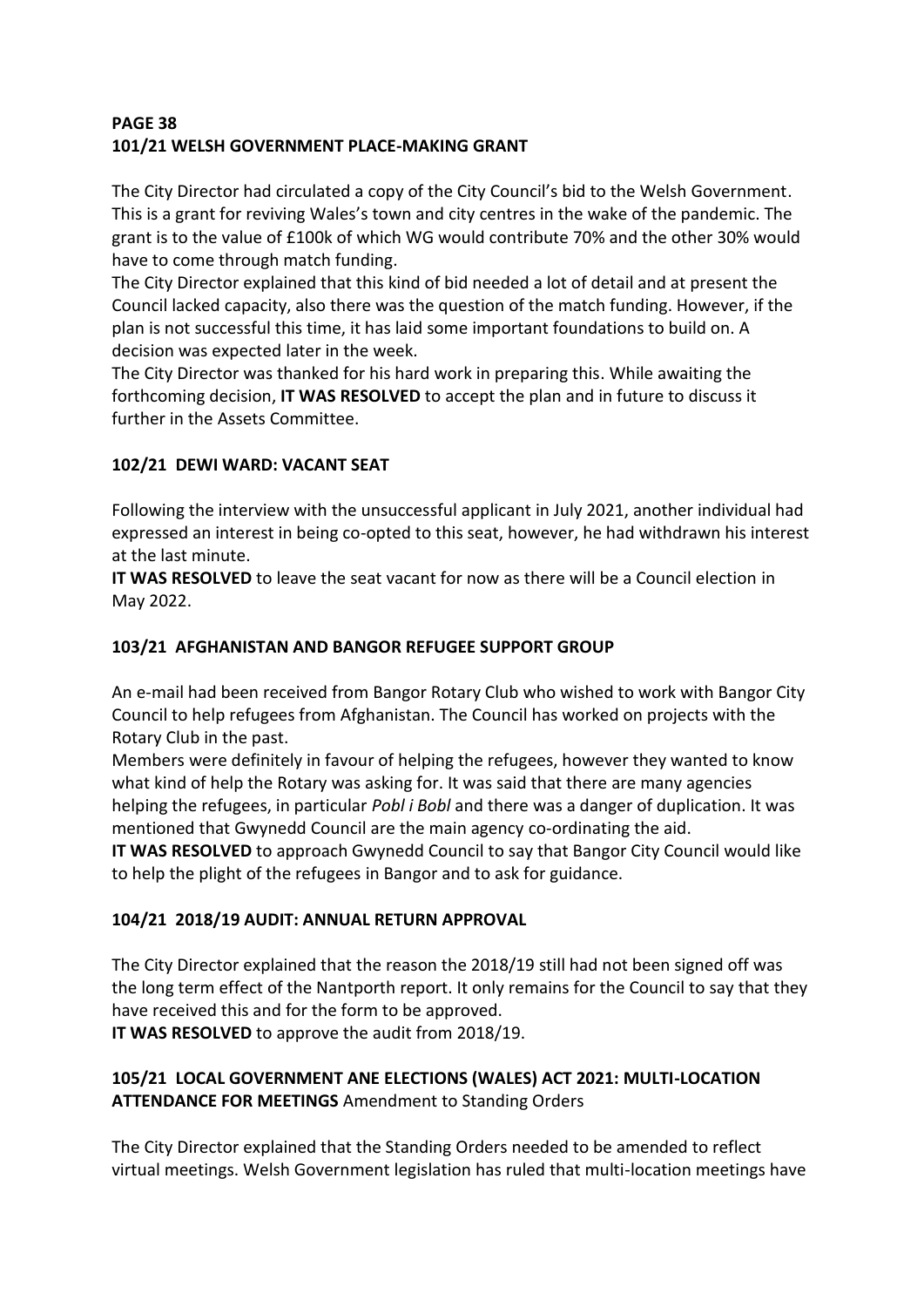**PAGE 38**

**101/21 WELSH GOVERNMENT PLACE-MAKING GRANT**

The City Director had circulated a copy of the City Council's bid to the Welsh Government. This is a grant for reviving Wales's town and city centres in the wake of the pandemic. The grant is to the value of £100k of which WG would contribute 70% and the other 30% would have to come through match funding.

The City Director explained that this kind of bid needed a lot of detail and at present the Council lacked capacity, also there was the question of the match funding. However, if the plan is not successful this time, it has laid some important foundations to build on. A decision was expected later in the week.

The City Director was thanked for his hard work in preparing this. While awaiting the forthcoming decision, **IT WAS RESOLVED** to accept the plan and in future to discuss it further in the Assets Committee.

**102/21 DEWI WARD: VACANT SEAT**

Following the interview with the unsuccessful applicant in July 2021, another individual had expressed an interest in being co-opted to this seat, however, he had withdrawn his interest at the last minute.

**IT WAS RESOLVED** to leave the seat vacant for now as there will be a Council election in May 2022.

**103/21 AFGHANISTAN AND BANGOR REFUGEE SUPPORT GROUP**

An e-mail had been received from Bangor Rotary Club who wished to work with Bangor City Council to help refugees from Afghanistan. The Council has worked on projects with the Rotary Club in the past.

Members were definitely in favour of helping the refugees, however they wanted to know what kind of help the Rotary was asking for. It was said that there are many agencies helping the refugees, in particular *Pobl i Bobl* and there was a danger of duplication. It was mentioned that Gwynedd Council are the main agency co-ordinating the aid.

**IT WAS RESOLVED** to approach Gwynedd Council to say that Bangor City Council would like to help the plight of the refugees in Bangor and to ask for guidance.

**104/21 2018/19 AUDIT: ANNUAL RETURN APPROVAL**

The City Director explained that the reason the 2018/19 still had not been signed off was the long term effect of the Nantporth report. It only remains for the Council to say that they have received this and for the form to be approved.

**IT WAS RESOLVED** to approve the audit from 2018/19.

**105/21 LOCAL GOVERNMENT ANE ELECTIONS (WALES) ACT 2021: MULTI-LOCATION ATTENDANCE FOR MEETINGS** Amendment to Standing Orders

The City Director explained that the Standing Orders needed to be amended to reflect virtual meetings. Welsh Government legislation has ruled that multi-location meetings have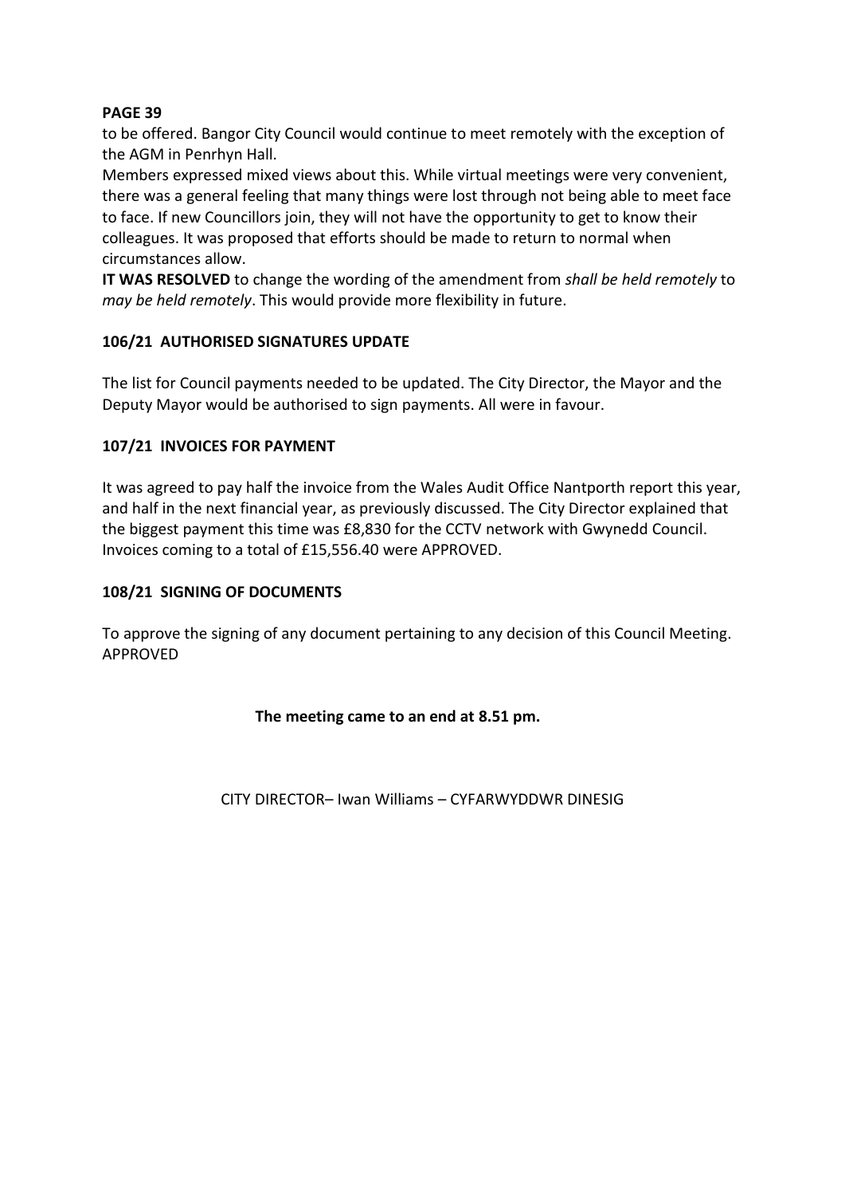**PAGE 39**

to be offered. Bangor City Council would continue to meet remotely with the exception of the AGM in Penrhyn Hall.

Members expressed mixed views about this. While virtual meetings were very convenient, there was a general feeling that many things were lost through not being able to meet face to face. If new Councillors join, they will not have the opportunity to get to know their colleagues. It was proposed that efforts should be made to return to normal when circumstances allow.

**IT WAS RESOLVED** to change the wording of the amendment from *shall be held remotely* to *may be held remotely*. This would provide more flexibility in future.

### 106/21 AUTHORISED SIGNATURES UPDATE

The list for Council payments needed to be updated. The City Director, the Mayor and the Deputy Mayor would be authorised to sign payments. All were in favour.

### 107/21 INVOICES FOR PAYMENT

It was agreed to pay half the invoice from the Wales Audit Office Nantporth report this year, and half in the next financial year, as previously discussed. The City Director explained that the biggest payment this time was £8,830 for the CCTV network with Gwynedd Council. Invoices coming to a total of £15,556.40 were APPROVED.

### 108/21 SIGNING OF DOCUMENTS

To approve the signing of any document pertaining to any decision of this Council Meeting. APPROVED

**The meeting came to an end at 8.51 pm.**

CITY DIRECTOR– Iwan Williams – CYFARWYDDWR DINESIG